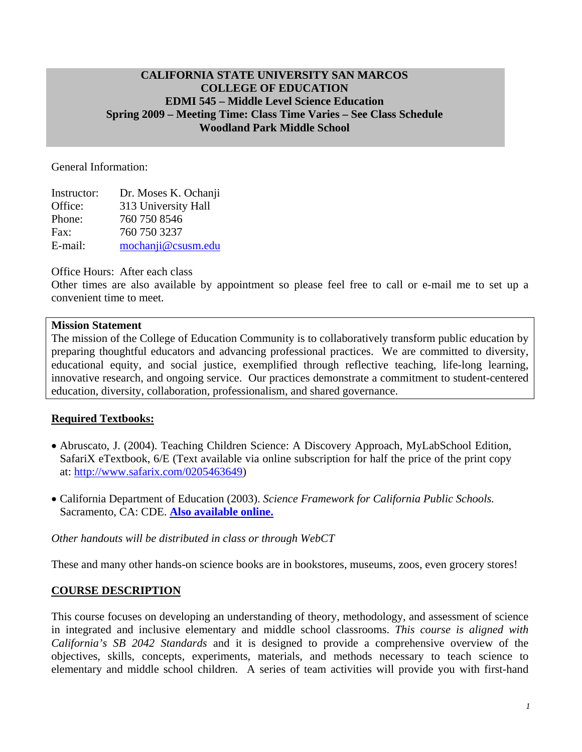# CALIFORNIA STATE UNIVERSITY SAN MARCOS
## COLLEGE OF EDUCATION
## EDMI 545 – Middle Level Science Education
## Spring 2009 – Meeting Time: Class Time Varies – See Class Schedule
## Woodland Park Middle School

General Information:

Instructor: Dr. Moses K. Ochanji
Office: 313 University Hall
Phone: 760 750 8546
Fax: 760 750 3237
E-mail: mochanji@csusm.edu

Office Hours: After each class
Other times are also available by appointment so please feel free to call or e-mail me to set up a convenient time to meet.

**Mission Statement**
The mission of the College of Education Community is to collaboratively transform public education by preparing thoughtful educators and advancing professional practices. We are committed to diversity, educational equity, and social justice, exemplified through reflective teaching, life-long learning, innovative research, and ongoing service. Our practices demonstrate a commitment to student-centered education, diversity, collaboration, professionalism, and shared governance.

## Required Textbooks:

- Abruscato, J. (2004). Teaching Children Science: A Discovery Approach, MyLabSchool Edition, SafariX eTextbook, 6/E (Text available via online subscription for half the price of the print copy at: http://www.safarix.com/0205463649)
- California Department of Education (2003). *Science Framework for California Public Schools.* Sacramento, CA: CDE. **Also available online.**

*Other handouts will be distributed in class or through WebCT*

These and many other hands-on science books are in bookstores, museums, zoos, even grocery stores!

## COURSE DESCRIPTION

This course focuses on developing an understanding of theory, methodology, and assessment of science in integrated and inclusive elementary and middle school classrooms. *This course is aligned with California's SB 2042 Standards* and it is designed to provide a comprehensive overview of the objectives, skills, concepts, experiments, materials, and methods necessary to teach science to elementary and middle school children. A series of team activities will provide you with first-hand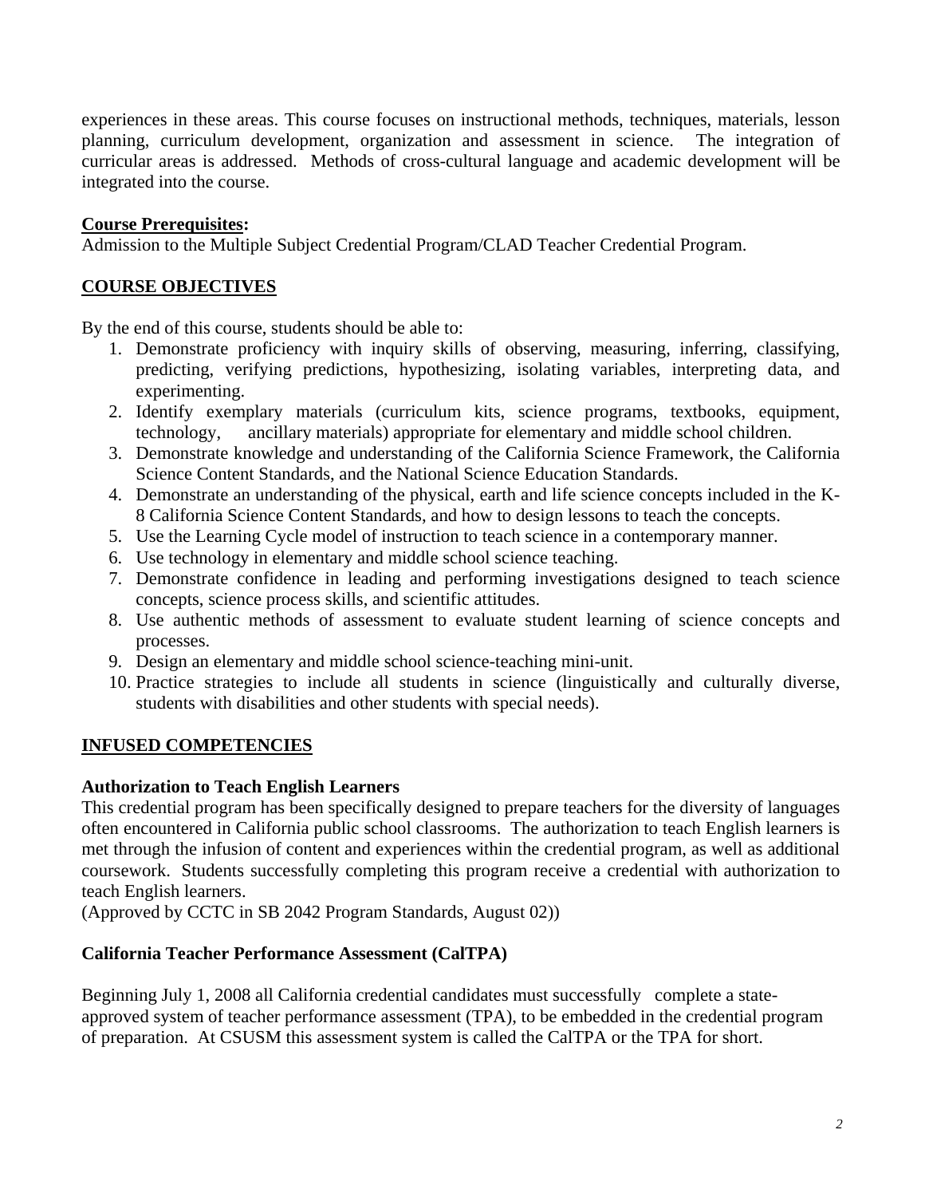experiences in these areas. This course focuses on instructional methods, techniques, materials, lesson planning, curriculum development, organization and assessment in science. The integration of curricular areas is addressed. Methods of cross-cultural language and academic development will be integrated into the course.

**Course Prerequisites:**
Admission to the Multiple Subject Credential Program/CLAD Teacher Credential Program.

## COURSE OBJECTIVES

By the end of this course, students should be able to:

1. Demonstrate proficiency with inquiry skills of observing, measuring, inferring, classifying, predicting, verifying predictions, hypothesizing, isolating variables, interpreting data, and experimenting.
2. Identify exemplary materials (curriculum kits, science programs, textbooks, equipment, technology, ancillary materials) appropriate for elementary and middle school children.
3. Demonstrate knowledge and understanding of the California Science Framework, the California Science Content Standards, and the National Science Education Standards.
4. Demonstrate an understanding of the physical, earth and life science concepts included in the K-8 California Science Content Standards, and how to design lessons to teach the concepts.
5. Use the Learning Cycle model of instruction to teach science in a contemporary manner.
6. Use technology in elementary and middle school science teaching.
7. Demonstrate confidence in leading and performing investigations designed to teach science concepts, science process skills, and scientific attitudes.
8. Use authentic methods of assessment to evaluate student learning of science concepts and processes.
9. Design an elementary and middle school science-teaching mini-unit.
10. Practice strategies to include all students in science (linguistically and culturally diverse, students with disabilities and other students with special needs).

## INFUSED COMPETENCIES

### Authorization to Teach English Learners

This credential program has been specifically designed to prepare teachers for the diversity of languages often encountered in California public school classrooms. The authorization to teach English learners is met through the infusion of content and experiences within the credential program, as well as additional coursework. Students successfully completing this program receive a credential with authorization to teach English learners.
(Approved by CCTC in SB 2042 Program Standards, August 02))

### California Teacher Performance Assessment (CalTPA)

Beginning July 1, 2008 all California credential candidates must successfully complete a state-approved system of teacher performance assessment (TPA), to be embedded in the credential program of preparation. At CSUSM this assessment system is called the CalTPA or the TPA for short.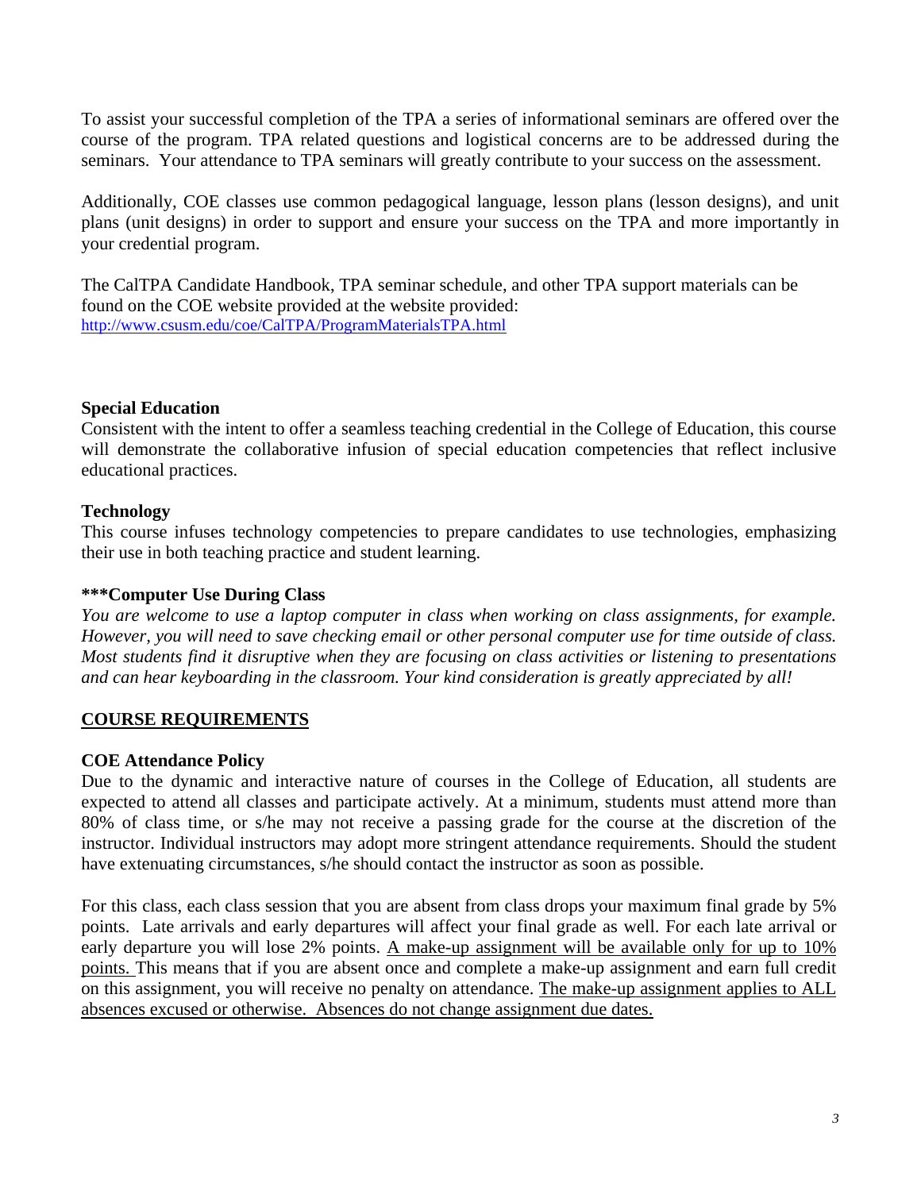To assist your successful completion of the TPA a series of informational seminars are offered over the course of the program. TPA related questions and logistical concerns are to be addressed during the seminars. Your attendance to TPA seminars will greatly contribute to your success on the assessment.

Additionally, COE classes use common pedagogical language, lesson plans (lesson designs), and unit plans (unit designs) in order to support and ensure your success on the TPA and more importantly in your credential program.

The CalTPA Candidate Handbook, TPA seminar schedule, and other TPA support materials can be found on the COE website provided at the website provided: [http://www.csusm.edu/coe/CalTPA/ProgramMaterialsTPA.html](http://www.csusm.edu/coe/CalTPA/ProgramMaterialsTPA.html)

**Special Education**

Consistent with the intent to offer a seamless teaching credential in the College of Education, this course will demonstrate the collaborative infusion of special education competencies that reflect inclusive educational practices.

**Technology**

This course infuses technology competencies to prepare candidates to use technologies, emphasizing their use in both teaching practice and student learning.

**\*\*\*Computer Use During Class**

*You are welcome to use a laptop computer in class when working on class assignments, for example. However, you will need to save checking email or other personal computer use for time outside of class. Most students find it disruptive when they are focusing on class activities or listening to presentations and can hear keyboarding in the classroom. Your kind consideration is greatly appreciated by all!*

## COURSE REQUIREMENTS

**COE Attendance Policy**

Due to the dynamic and interactive nature of courses in the College of Education, all students are expected to attend all classes and participate actively. At a minimum, students must attend more than 80% of class time, or s/he may not receive a passing grade for the course at the discretion of the instructor. Individual instructors may adopt more stringent attendance requirements. Should the student have extenuating circumstances, s/he should contact the instructor as soon as possible.

For this class, each class session that you are absent from class drops your maximum final grade by 5% points. Late arrivals and early departures will affect your final grade as well. For each late arrival or early departure you will lose 2% points. <u>A make-up assignment will be available only for up to 10% points.</u> This means that if you are absent once and complete a make-up assignment and earn full credit on this assignment, you will receive no penalty on attendance. <u>The make-up assignment applies to ALL absences excused or otherwise. Absences do not change assignment due dates.</u>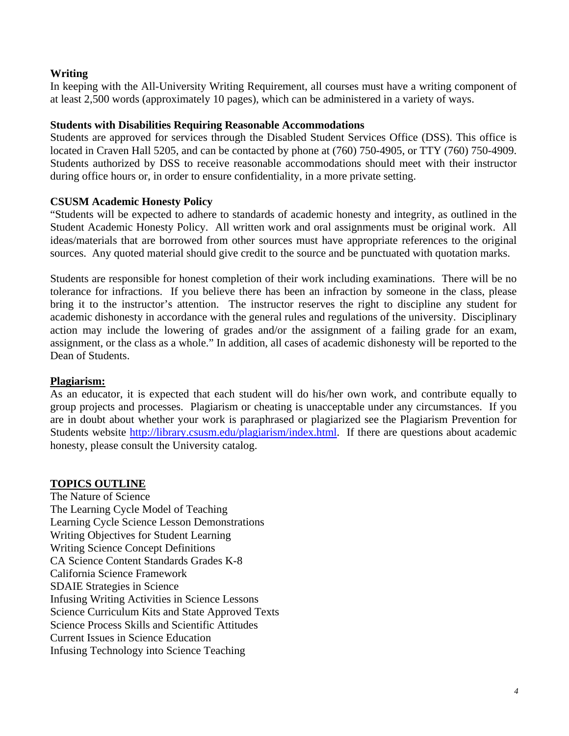### Writing

In keeping with the All-University Writing Requirement, all courses must have a writing component of at least 2,500 words (approximately 10 pages), which can be administered in a variety of ways.

### Students with Disabilities Requiring Reasonable Accommodations

Students are approved for services through the Disabled Student Services Office (DSS). This office is located in Craven Hall 5205, and can be contacted by phone at (760) 750-4905, or TTY (760) 750-4909. Students authorized by DSS to receive reasonable accommodations should meet with their instructor during office hours or, in order to ensure confidentiality, in a more private setting.

### CSUSM Academic Honesty Policy

"Students will be expected to adhere to standards of academic honesty and integrity, as outlined in the Student Academic Honesty Policy. All written work and oral assignments must be original work. All ideas/materials that are borrowed from other sources must have appropriate references to the original sources. Any quoted material should give credit to the source and be punctuated with quotation marks.

Students are responsible for honest completion of their work including examinations. There will be no tolerance for infractions. If you believe there has been an infraction by someone in the class, please bring it to the instructor's attention. The instructor reserves the right to discipline any student for academic dishonesty in accordance with the general rules and regulations of the university. Disciplinary action may include the lowering of grades and/or the assignment of a failing grade for an exam, assignment, or the class as a whole." In addition, all cases of academic dishonesty will be reported to the Dean of Students.

### Plagiarism:

As an educator, it is expected that each student will do his/her own work, and contribute equally to group projects and processes. Plagiarism or cheating is unacceptable under any circumstances. If you are in doubt about whether your work is paraphrased or plagiarized see the Plagiarism Prevention for Students website http://library.csusm.edu/plagiarism/index.html. If there are questions about academic honesty, please consult the University catalog.

## TOPICS OUTLINE

The Nature of Science
The Learning Cycle Model of Teaching
Learning Cycle Science Lesson Demonstrations
Writing Objectives for Student Learning
Writing Science Concept Definitions
CA Science Content Standards Grades K-8
California Science Framework
SDAIE Strategies in Science
Infusing Writing Activities in Science Lessons
Science Curriculum Kits and State Approved Texts
Science Process Skills and Scientific Attitudes
Current Issues in Science Education
Infusing Technology into Science Teaching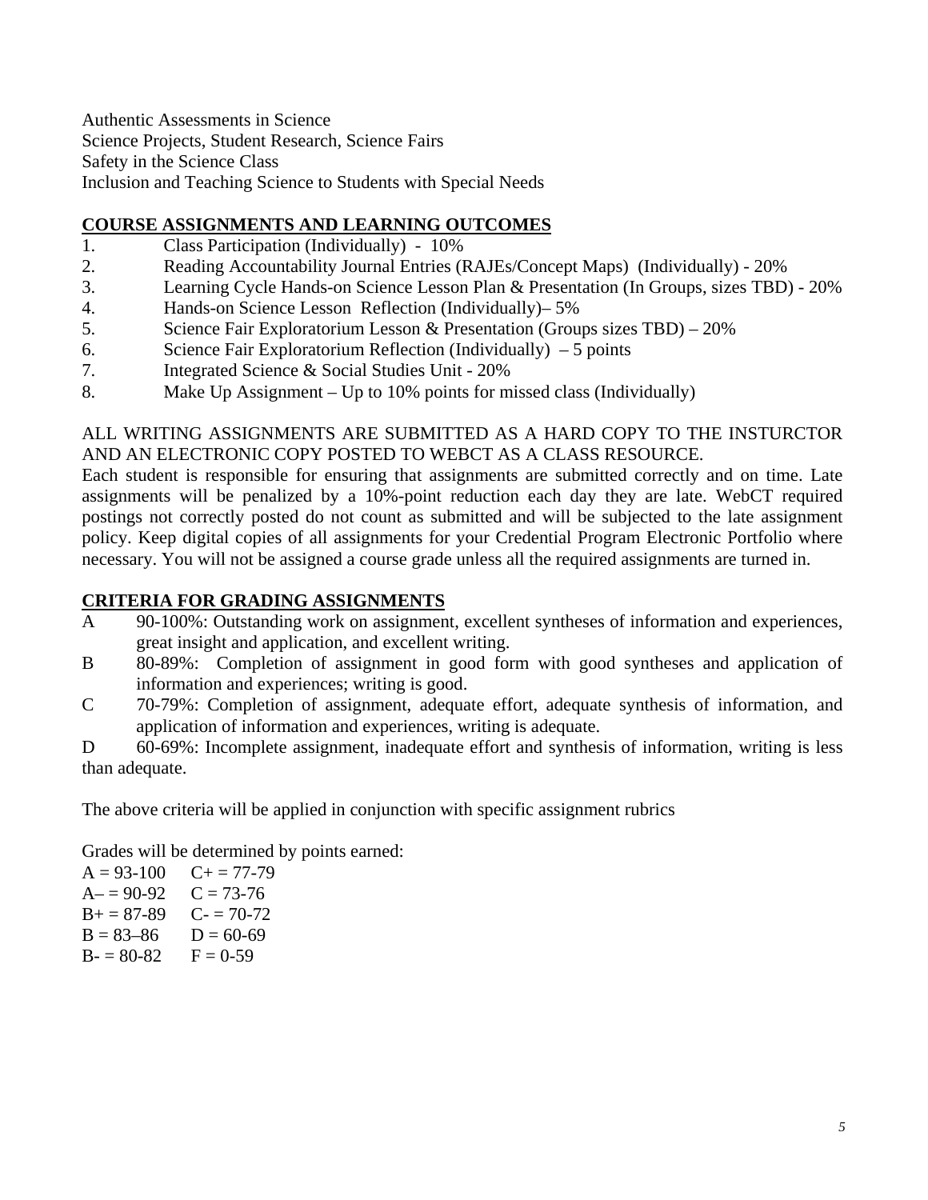Authentic Assessments in Science
Science Projects, Student Research, Science Fairs
Safety in the Science Class
Inclusion and Teaching Science to Students with Special Needs

## COURSE ASSIGNMENTS AND LEARNING OUTCOMES

1. Class Participation (Individually) - 10%
2. Reading Accountability Journal Entries (RAJEs/Concept Maps) (Individually) - 20%
3. Learning Cycle Hands-on Science Lesson Plan & Presentation (In Groups, sizes TBD) - 20%
4. Hands-on Science Lesson Reflection (Individually)– 5%
5. Science Fair Exploratorium Lesson & Presentation (Groups sizes TBD) – 20%
6. Science Fair Exploratorium Reflection (Individually) – 5 points
7. Integrated Science & Social Studies Unit - 20%
8. Make Up Assignment – Up to 10% points for missed class (Individually)

ALL WRITING ASSIGNMENTS ARE SUBMITTED AS A HARD COPY TO THE INSTURCTOR AND AN ELECTRONIC COPY POSTED TO WEBCT AS A CLASS RESOURCE.
Each student is responsible for ensuring that assignments are submitted correctly and on time. Late assignments will be penalized by a 10%-point reduction each day they are late. WebCT required postings not correctly posted do not count as submitted and will be subjected to the late assignment policy. Keep digital copies of all assignments for your Credential Program Electronic Portfolio where necessary. You will not be assigned a course grade unless all the required assignments are turned in.

## CRITERIA FOR GRADING ASSIGNMENTS

A 90-100%: Outstanding work on assignment, excellent syntheses of information and experiences, great insight and application, and excellent writing.

B 80-89%: Completion of assignment in good form with good syntheses and application of information and experiences; writing is good.

C 70-79%: Completion of assignment, adequate effort, adequate synthesis of information, and application of information and experiences, writing is adequate.

D 60-69%: Incomplete assignment, inadequate effort and synthesis of information, writing is less than adequate.

The above criteria will be applied in conjunction with specific assignment rubrics

Grades will be determined by points earned:

| | |
|---|---|
| A = 93-100 | C+ = 77-79 |
| A– = 90-92 | C = 73-76 |
| B+ = 87-89 | C- = 70-72 |
| B = 83–86 | D = 60-69 |
| B- = 80-82 | F = 0-59 |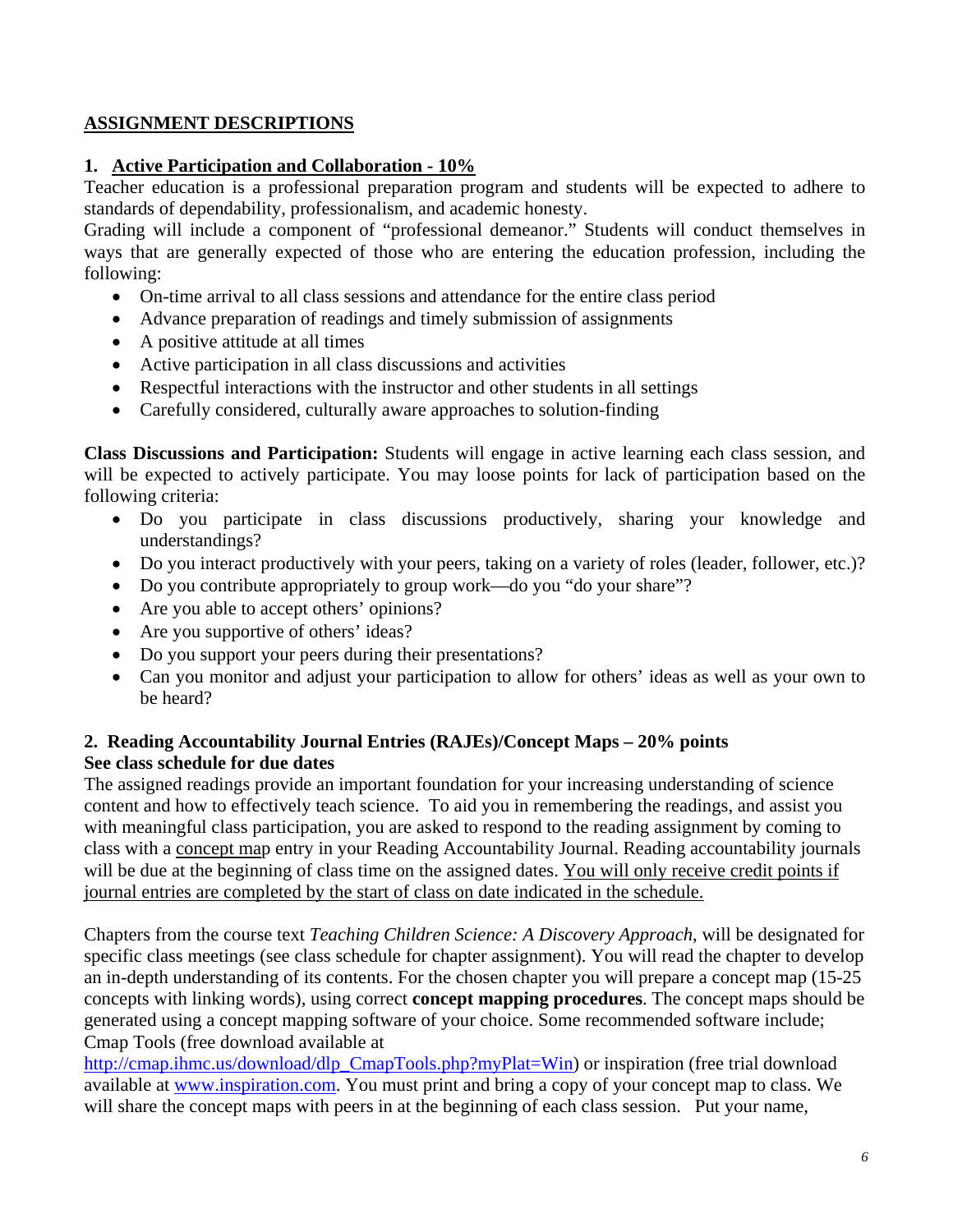## ASSIGNMENT DESCRIPTIONS

### 1. Active Participation and Collaboration - 10%

Teacher education is a professional preparation program and students will be expected to adhere to standards of dependability, professionalism, and academic honesty.

Grading will include a component of "professional demeanor." Students will conduct themselves in ways that are generally expected of those who are entering the education profession, including the following:

- On-time arrival to all class sessions and attendance for the entire class period
- Advance preparation of readings and timely submission of assignments
- A positive attitude at all times
- Active participation in all class discussions and activities
- Respectful interactions with the instructor and other students in all settings
- Carefully considered, culturally aware approaches to solution-finding

**Class Discussions and Participation:** Students will engage in active learning each class session, and will be expected to actively participate. You may loose points for lack of participation based on the following criteria:

- Do you participate in class discussions productively, sharing your knowledge and understandings?
- Do you interact productively with your peers, taking on a variety of roles (leader, follower, etc.)?
- Do you contribute appropriately to group work—do you "do your share"?
- Are you able to accept others' opinions?
- Are you supportive of others' ideas?
- Do you support your peers during their presentations?
- Can you monitor and adjust your participation to allow for others' ideas as well as your own to be heard?

### 2. Reading Accountability Journal Entries (RAJEs)/Concept Maps – 20% points

**See class schedule for due dates**

The assigned readings provide an important foundation for your increasing understanding of science content and how to effectively teach science. To aid you in remembering the readings, and assist you with meaningful class participation, you are asked to respond to the reading assignment by coming to class with a concept map entry in your Reading Accountability Journal. Reading accountability journals will be due at the beginning of class time on the assigned dates. You will only receive credit points if journal entries are completed by the start of class on date indicated in the schedule.

Chapters from the course text *Teaching Children Science: A Discovery Approach*, will be designated for specific class meetings (see class schedule for chapter assignment). You will read the chapter to develop an in-depth understanding of its contents. For the chosen chapter you will prepare a concept map (15-25 concepts with linking words), using correct **concept mapping procedures**. The concept maps should be generated using a concept mapping software of your choice. Some recommended software include; Cmap Tools (free download available at http://cmap.ihmc.us/download/dlp_CmapTools.php?myPlat=Win) or inspiration (free trial download available at www.inspiration.com. You must print and bring a copy of your concept map to class. We will share the concept maps with peers in at the beginning of each class session. Put your name,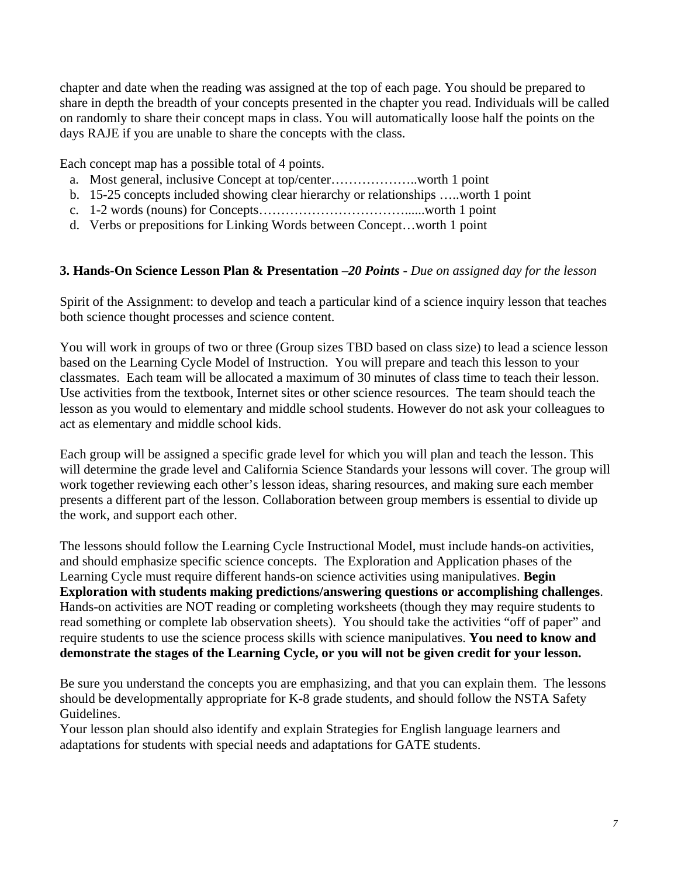chapter and date when the reading was assigned at the top of each page. You should be prepared to share in depth the breadth of your concepts presented in the chapter you read. Individuals will be called on randomly to share their concept maps in class. You will automatically loose half the points on the days RAJE if you are unable to share the concepts with the class.

Each concept map has a possible total of 4 points.

a. Most general, inclusive Concept at top/center………………..worth 1 point
b. 15-25 concepts included showing clear hierarchy or relationships …..worth 1 point
c. 1-2 words (nouns) for Concepts…………………………......worth 1 point
d. Verbs or prepositions for Linking Words between Concept…worth 1 point

**3. Hands-On Science Lesson Plan & Presentation** *–20 Points - Due on assigned day for the lesson*

Spirit of the Assignment: to develop and teach a particular kind of a science inquiry lesson that teaches both science thought processes and science content.

You will work in groups of two or three (Group sizes TBD based on class size) to lead a science lesson based on the Learning Cycle Model of Instruction. You will prepare and teach this lesson to your classmates. Each team will be allocated a maximum of 30 minutes of class time to teach their lesson. Use activities from the textbook, Internet sites or other science resources. The team should teach the lesson as you would to elementary and middle school students. However do not ask your colleagues to act as elementary and middle school kids.

Each group will be assigned a specific grade level for which you will plan and teach the lesson. This will determine the grade level and California Science Standards your lessons will cover. The group will work together reviewing each other's lesson ideas, sharing resources, and making sure each member presents a different part of the lesson. Collaboration between group members is essential to divide up the work, and support each other.

The lessons should follow the Learning Cycle Instructional Model, must include hands-on activities, and should emphasize specific science concepts. The Exploration and Application phases of the Learning Cycle must require different hands-on science activities using manipulatives. **Begin Exploration with students making predictions/answering questions or accomplishing challenges**. Hands-on activities are NOT reading or completing worksheets (though they may require students to read something or complete lab observation sheets). You should take the activities "off of paper" and require students to use the science process skills with science manipulatives. **You need to know and demonstrate the stages of the Learning Cycle, or you will not be given credit for your lesson.**

Be sure you understand the concepts you are emphasizing, and that you can explain them. The lessons should be developmentally appropriate for K-8 grade students, and should follow the NSTA Safety Guidelines.
Your lesson plan should also identify and explain Strategies for English language learners and adaptations for students with special needs and adaptations for GATE students.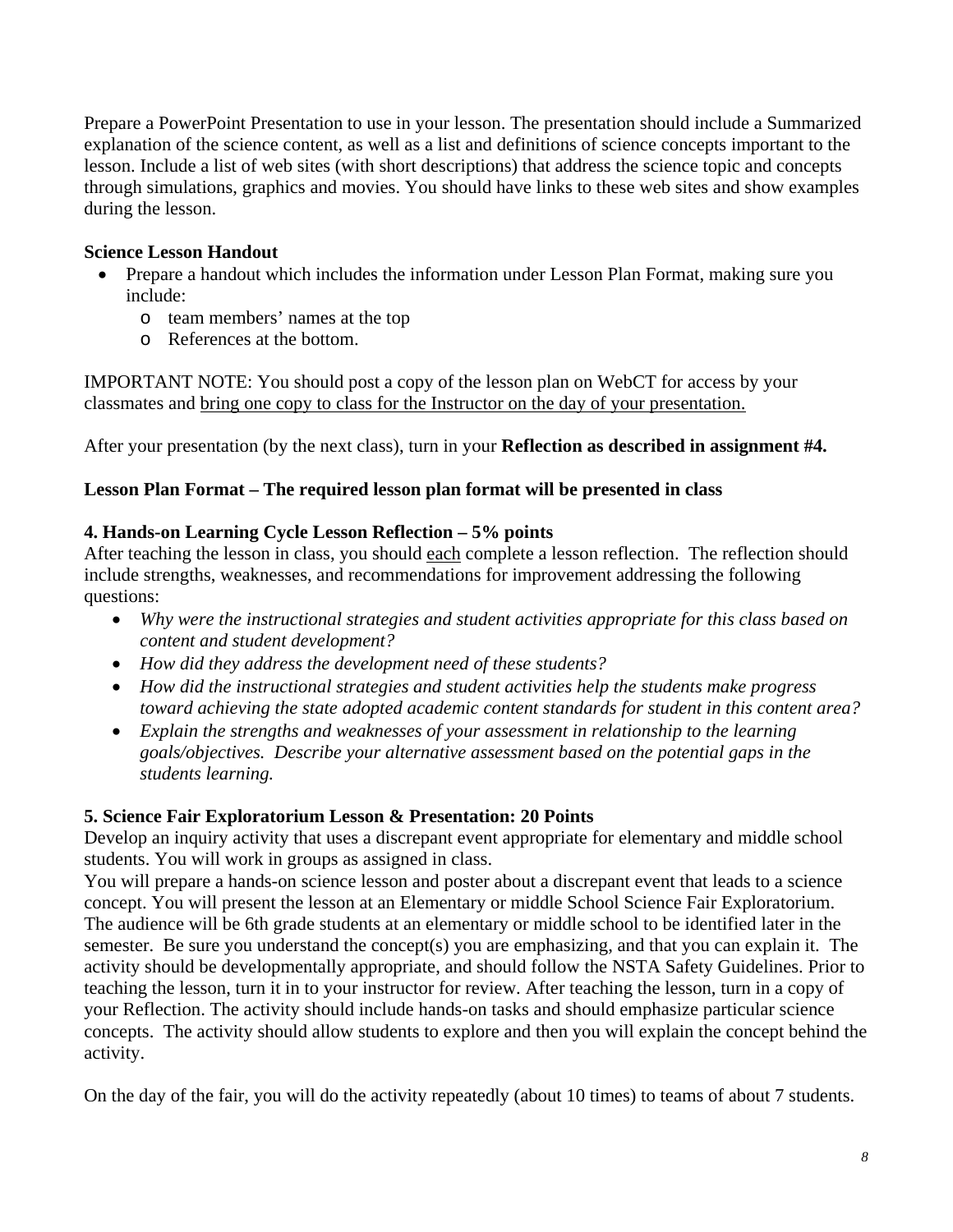Prepare a PowerPoint Presentation to use in your lesson. The presentation should include a Summarized explanation of the science content, as well as a list and definitions of science concepts important to the lesson. Include a list of web sites (with short descriptions) that address the science topic and concepts through simulations, graphics and movies. You should have links to these web sites and show examples during the lesson.

**Science Lesson Handout**

- Prepare a handout which includes the information under Lesson Plan Format, making sure you include:
  - team members' names at the top
  - References at the bottom.

IMPORTANT NOTE: You should post a copy of the lesson plan on WebCT for access by your classmates and <u>bring one copy to class for the Instructor on the day of your presentation.</u>

After your presentation (by the next class), turn in your **Reflection as described in assignment #4.**

**Lesson Plan Format – The required lesson plan format will be presented in class**

**4. Hands-on Learning Cycle Lesson Reflection – 5% points**

After teaching the lesson in class, you should <u>each</u> complete a lesson reflection. The reflection should include strengths, weaknesses, and recommendations for improvement addressing the following questions:

- *Why were the instructional strategies and student activities appropriate for this class based on content and student development?*
- *How did they address the development need of these students?*
- *How did the instructional strategies and student activities help the students make progress toward achieving the state adopted academic content standards for student in this content area?*
- *Explain the strengths and weaknesses of your assessment in relationship to the learning goals/objectives. Describe your alternative assessment based on the potential gaps in the students learning.*

**5. Science Fair Exploratorium Lesson & Presentation: 20 Points**

Develop an inquiry activity that uses a discrepant event appropriate for elementary and middle school students. You will work in groups as assigned in class.

You will prepare a hands-on science lesson and poster about a discrepant event that leads to a science concept. You will present the lesson at an Elementary or middle School Science Fair Exploratorium. The audience will be 6th grade students at an elementary or middle school to be identified later in the semester. Be sure you understand the concept(s) you are emphasizing, and that you can explain it. The activity should be developmentally appropriate, and should follow the NSTA Safety Guidelines. Prior to teaching the lesson, turn it in to your instructor for review. After teaching the lesson, turn in a copy of your Reflection. The activity should include hands-on tasks and should emphasize particular science concepts. The activity should allow students to explore and then you will explain the concept behind the activity.

On the day of the fair, you will do the activity repeatedly (about 10 times) to teams of about 7 students.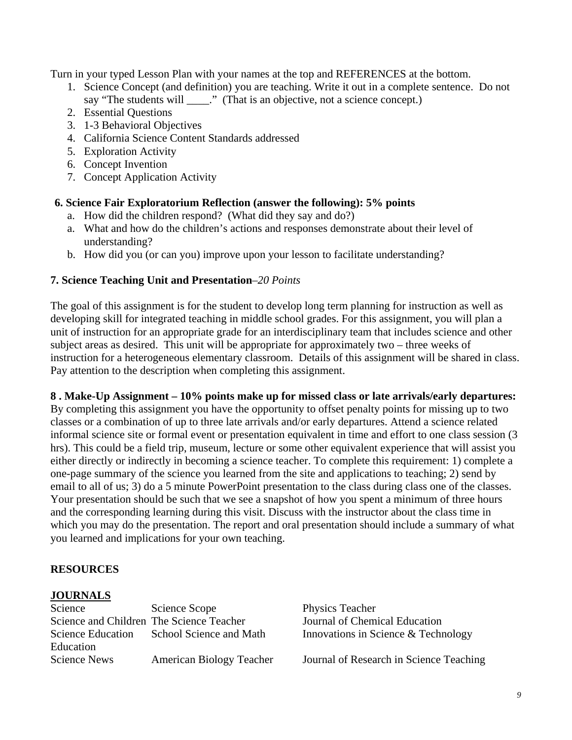Turn in your typed Lesson Plan with your names at the top and REFERENCES at the bottom.

1. Science Concept (and definition) you are teaching. Write it out in a complete sentence. Do not say "The students will ____." (That is an objective, not a science concept.)
2. Essential Questions
3. 1-3 Behavioral Objectives
4. California Science Content Standards addressed
5. Exploration Activity
6. Concept Invention
7. Concept Application Activity

**6. Science Fair Exploratorium Reflection (answer the following): 5% points**

a. How did the children respond? (What did they say and do?)

a. What and how do the children's actions and responses demonstrate about their level of understanding?

b. How did you (or can you) improve upon your lesson to facilitate understanding?

**7. Science Teaching Unit and Presentation**–*20 Points*

The goal of this assignment is for the student to develop long term planning for instruction as well as developing skill for integrated teaching in middle school grades. For this assignment, you will plan a unit of instruction for an appropriate grade for an interdisciplinary team that includes science and other subject areas as desired. This unit will be appropriate for approximately two – three weeks of instruction for a heterogeneous elementary classroom. Details of this assignment will be shared in class. Pay attention to the description when completing this assignment.

**8 . Make-Up Assignment – 10% points make up for missed class or late arrivals/early departures:** By completing this assignment you have the opportunity to offset penalty points for missing up to two classes or a combination of up to three late arrivals and/or early departures. Attend a science related informal science site or formal event or presentation equivalent in time and effort to one class session (3 hrs). This could be a field trip, museum, lecture or some other equivalent experience that will assist you either directly or indirectly in becoming a science teacher. To complete this requirement: 1) complete a one-page summary of the science you learned from the site and applications to teaching; 2) send by email to all of us; 3) do a 5 minute PowerPoint presentation to the class during class one of the classes. Your presentation should be such that we see a snapshot of how you spent a minimum of three hours and the corresponding learning during this visit. Discuss with the instructor about the class time in which you may do the presentation. The report and oral presentation should include a summary of what you learned and implications for your own teaching.

**RESOURCES**

**JOURNALS**

| | | |
|---|---|---|
| Science | Science Scope | Physics Teacher |
| Science and Children | The Science Teacher | Journal of Chemical Education |
| Science Education Education | School Science and Math | Innovations in Science & Technology |
| Science News | American Biology Teacher | Journal of Research in Science Teaching |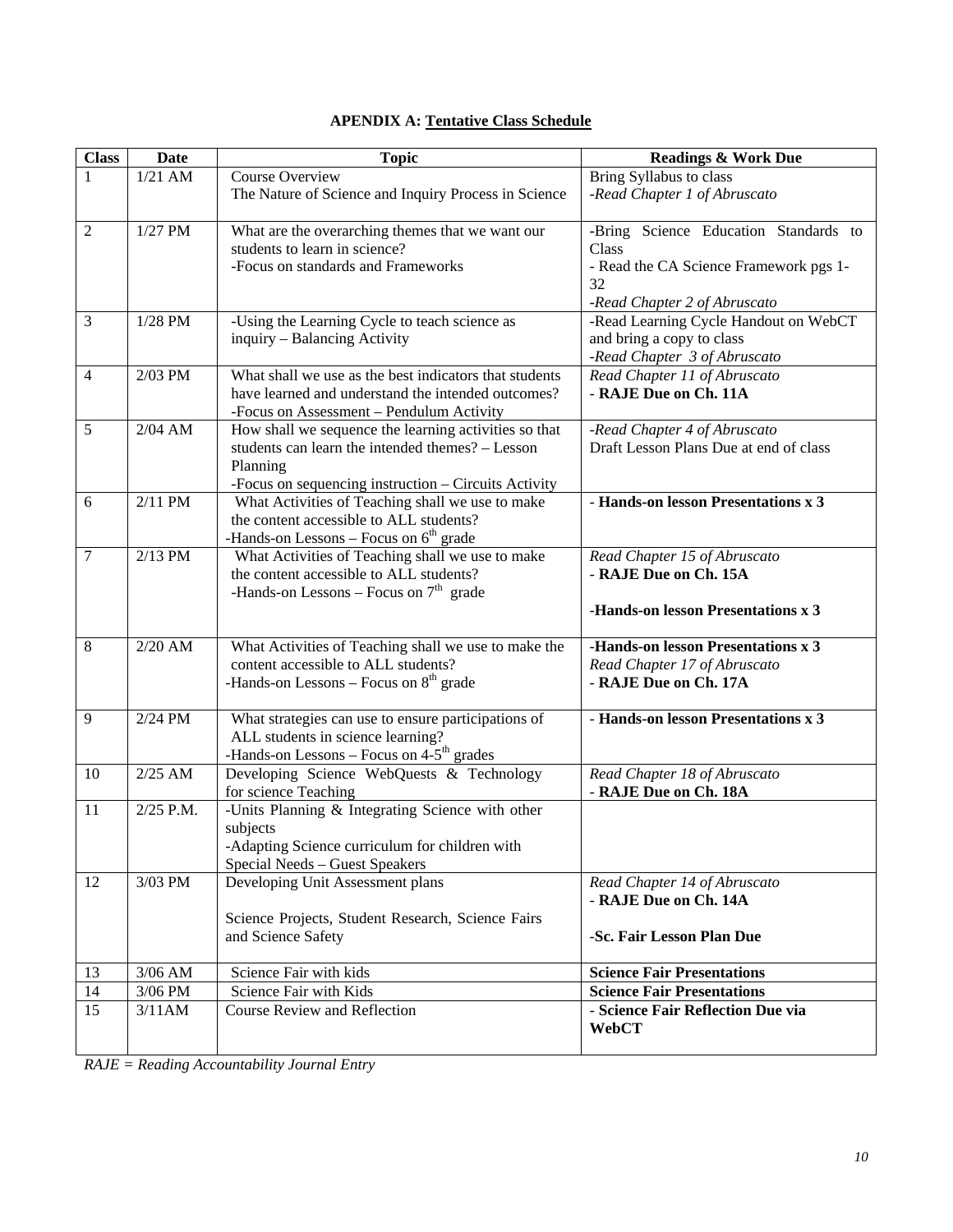**APENDIX A: Tentative Class Schedule**

| Class | Date | Topic | Readings & Work Due |
|---|---|---|---|
| 1 | 1/21 AM | Course Overview<br>The Nature of Science and Inquiry Process in Science | Bring Syllabus to class<br>*-Read Chapter 1 of Abruscato* |
| 2 | 1/27 PM | What are the overarching themes that we want our students to learn in science?<br>-Focus on standards and Frameworks | -Bring Science Education Standards to Class<br>- Read the CA Science Framework pgs 1-32<br>*-Read Chapter 2 of Abruscato* |
| 3 | 1/28 PM | -Using the Learning Cycle to teach science as inquiry – Balancing Activity | -Read Learning Cycle Handout on WebCT and bring a copy to class<br>*-Read Chapter 3 of Abruscato* |
| 4 | 2/03 PM | What shall we use as the best indicators that students have learned and understand the intended outcomes?<br>-Focus on Assessment – Pendulum Activity | *Read Chapter 11 of Abruscato*<br>**- RAJE Due on Ch. 11A** |
| 5 | 2/04 AM | How shall we sequence the learning activities so that students can learn the intended themes? – Lesson Planning<br>-Focus on sequencing instruction – Circuits Activity | *-Read Chapter 4 of Abruscato*<br>Draft Lesson Plans Due at end of class |
| 6 | 2/11 PM | What Activities of Teaching shall we use to make the content accessible to ALL students?<br>-Hands-on Lessons – Focus on 6th grade | **- Hands-on lesson Presentations x 3** |
| 7 | 2/13 PM | What Activities of Teaching shall we use to make the content accessible to ALL students?<br>-Hands-on Lessons – Focus on 7th grade | *Read Chapter 15 of Abruscato*<br>**- RAJE Due on Ch. 15A**<br><br>**-Hands-on lesson Presentations x 3** |
| 8 | 2/20 AM | What Activities of Teaching shall we use to make the content accessible to ALL students?<br>-Hands-on Lessons – Focus on 8th grade | **-Hands-on lesson Presentations x 3**<br>*Read Chapter 17 of Abruscato*<br>**- RAJE Due on Ch. 17A** |
| 9 | 2/24 PM | What strategies can use to ensure participations of ALL students in science learning?<br>-Hands-on Lessons – Focus on 4-5th grades | **- Hands-on lesson Presentations x 3** |
| 10 | 2/25 AM | Developing Science WebQuests & Technology for science Teaching | *Read Chapter 18 of Abruscato*<br>**- RAJE Due on Ch. 18A** |
| 11 | 2/25 P.M. | -Units Planning & Integrating Science with other subjects<br>-Adapting Science curriculum for children with Special Needs – Guest Speakers | |
| 12 | 3/03 PM | Developing Unit Assessment plans<br><br>Science Projects, Student Research, Science Fairs and Science Safety | *Read Chapter 14 of Abruscato*<br>**- RAJE Due on Ch. 14A**<br><br>**-Sc. Fair Lesson Plan Due** |
| 13 | 3/06 AM | Science Fair with kids | **Science Fair Presentations** |
| 14 | 3/06 PM | Science Fair with Kids | **Science Fair Presentations** |
| 15 | 3/11AM | Course Review and Reflection | **- Science Fair Reflection Due via WebCT** |

*RAJE = Reading Accountability Journal Entry*